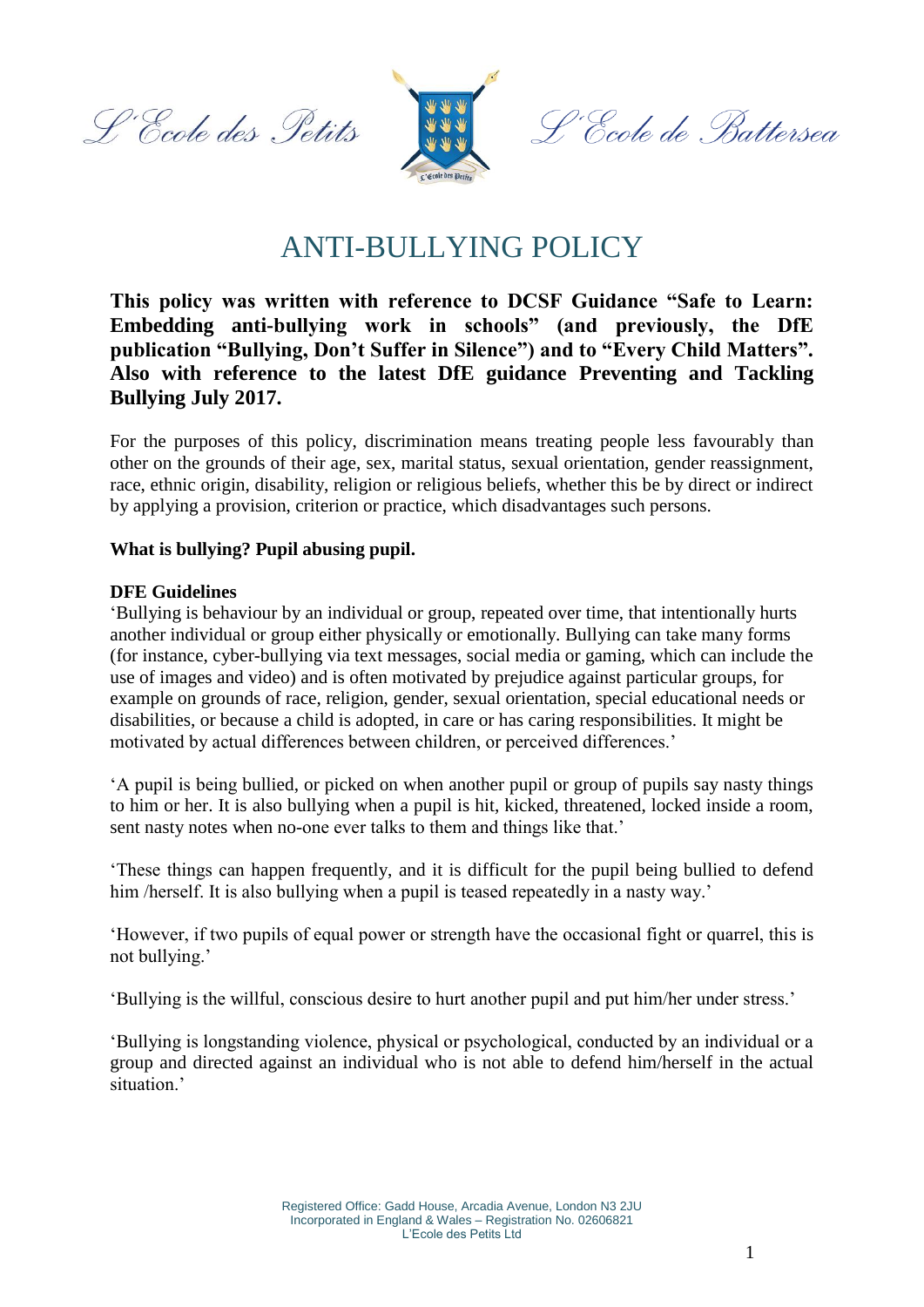L'Ecole des Petits — L'Ecole de Battersea

# ANTI-BULLYING POLICY

**This policy was written with reference to DCSF Guidance "Safe to Learn: Embedding anti-bullying work in schools" (and previously, the DfE publication "Bullying, Don't Suffer in Silence") and to "Every Child Matters". Also with reference to the latest DfE guidance Preventing and Tackling Bullying July 2017.**

For the purposes of this policy, discrimination means treating people less favourably than other on the grounds of their age, sex, marital status, sexual orientation, gender reassignment, race, ethnic origin, disability, religion or religious beliefs, whether this be by direct or indirect by applying a provision, criterion or practice, which disadvantages such persons.

**What is bullying? Pupil abusing pupil.**

**DFE Guidelines**

'Bullying is behaviour by an individual or group, repeated over time, that intentionally hurts another individual or group either physically or emotionally. Bullying can take many forms (for instance, cyber-bullying via text messages, social media or gaming, which can include the use of images and video) and is often motivated by prejudice against particular groups, for example on grounds of race, religion, gender, sexual orientation, special educational needs or disabilities, or because a child is adopted, in care or has caring responsibilities. It might be motivated by actual differences between children, or perceived differences.'

'A pupil is being bullied, or picked on when another pupil or group of pupils say nasty things to him or her. It is also bullying when a pupil is hit, kicked, threatened, locked inside a room, sent nasty notes when no-one ever talks to them and things like that.'

'These things can happen frequently, and it is difficult for the pupil being bullied to defend him /herself. It is also bullying when a pupil is teased repeatedly in a nasty way.'

'However, if two pupils of equal power or strength have the occasional fight or quarrel, this is not bullying.'

'Bullying is the willful, conscious desire to hurt another pupil and put him/her under stress.'

'Bullying is longstanding violence, physical or psychological, conducted by an individual or a group and directed against an individual who is not able to defend him/herself in the actual situation.'

Registered Office: Gadd House, Arcadia Avenue, London N3 2JU
Incorporated in England & Wales – Registration No. 02606821
L'Ecole des Petits Ltd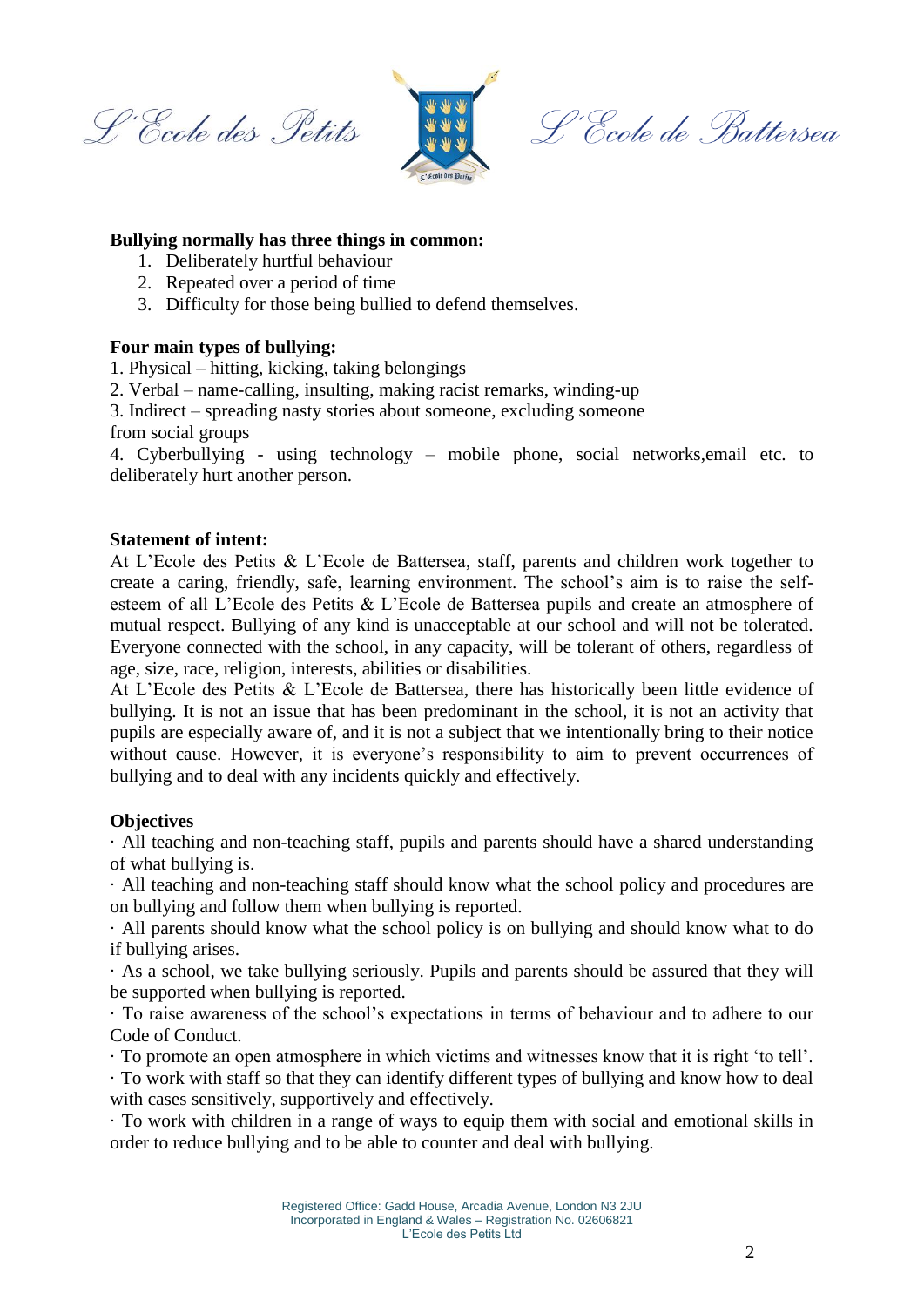**Bullying normally has three things in common:**

1. Deliberately hurtful behaviour
2. Repeated over a period of time
3. Difficulty for those being bullied to defend themselves.

**Four main types of bullying:**

1. Physical – hitting, kicking, taking belongings
2. Verbal – name-calling, insulting, making racist remarks, winding-up
3. Indirect – spreading nasty stories about someone, excluding someone from social groups
4. Cyberbullying - using technology – mobile phone, social networks,email etc. to deliberately hurt another person.

**Statement of intent:**

At L'Ecole des Petits & L'Ecole de Battersea, staff, parents and children work together to create a caring, friendly, safe, learning environment. The school's aim is to raise the self-esteem of all L'Ecole des Petits & L'Ecole de Battersea pupils and create an atmosphere of mutual respect. Bullying of any kind is unacceptable at our school and will not be tolerated. Everyone connected with the school, in any capacity, will be tolerant of others, regardless of age, size, race, religion, interests, abilities or disabilities.

At L'Ecole des Petits & L'Ecole de Battersea, there has historically been little evidence of bullying. It is not an issue that has been predominant in the school, it is not an activity that pupils are especially aware of, and it is not a subject that we intentionally bring to their notice without cause. However, it is everyone's responsibility to aim to prevent occurrences of bullying and to deal with any incidents quickly and effectively.

**Objectives**

· All teaching and non-teaching staff, pupils and parents should have a shared understanding of what bullying is.

· All teaching and non-teaching staff should know what the school policy and procedures are on bullying and follow them when bullying is reported.

· All parents should know what the school policy is on bullying and should know what to do if bullying arises.

· As a school, we take bullying seriously. Pupils and parents should be assured that they will be supported when bullying is reported.

· To raise awareness of the school's expectations in terms of behaviour and to adhere to our Code of Conduct.

· To promote an open atmosphere in which victims and witnesses know that it is right 'to tell'.

· To work with staff so that they can identify different types of bullying and know how to deal with cases sensitively, supportively and effectively.

· To work with children in a range of ways to equip them with social and emotional skills in order to reduce bullying and to be able to counter and deal with bullying.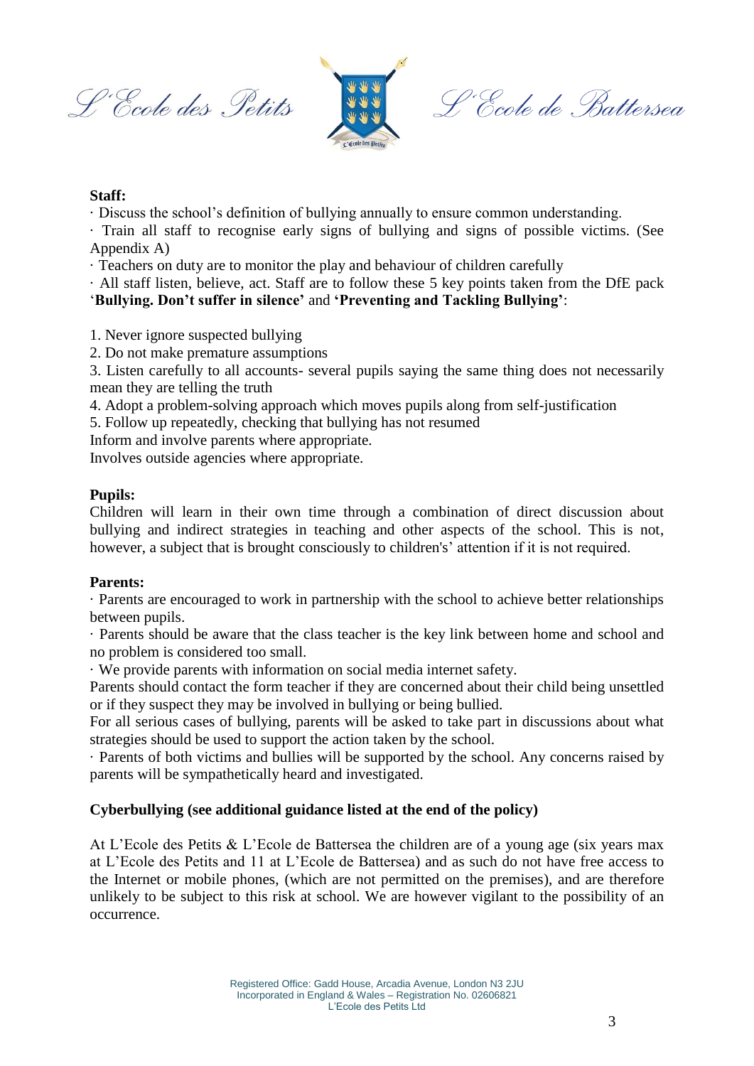**Staff:**

· Discuss the school's definition of bullying annually to ensure common understanding.

· Train all staff to recognise early signs of bullying and signs of possible victims. (See Appendix A)

· Teachers on duty are to monitor the play and behaviour of children carefully

· All staff listen, believe, act. Staff are to follow these 5 key points taken from the DfE pack '**Bullying. Don't suffer in silence'** and **'Preventing and Tackling Bullying'**:

1. Never ignore suspected bullying
2. Do not make premature assumptions
3. Listen carefully to all accounts- several pupils saying the same thing does not necessarily mean they are telling the truth
4. Adopt a problem-solving approach which moves pupils along from self-justification
5. Follow up repeatedly, checking that bullying has not resumed

Inform and involve parents where appropriate.
Involves outside agencies where appropriate.

**Pupils:**

Children will learn in their own time through a combination of direct discussion about bullying and indirect strategies in teaching and other aspects of the school. This is not, however, a subject that is brought consciously to children's' attention if it is not required.

**Parents:**

· Parents are encouraged to work in partnership with the school to achieve better relationships between pupils.

· Parents should be aware that the class teacher is the key link between home and school and no problem is considered too small.

· We provide parents with information on social media internet safety.

Parents should contact the form teacher if they are concerned about their child being unsettled or if they suspect they may be involved in bullying or being bullied.

For all serious cases of bullying, parents will be asked to take part in discussions about what strategies should be used to support the action taken by the school.

· Parents of both victims and bullies will be supported by the school. Any concerns raised by parents will be sympathetically heard and investigated.

**Cyberbullying (see additional guidance listed at the end of the policy)**

At L'Ecole des Petits & L'Ecole de Battersea the children are of a young age (six years max at L'Ecole des Petits and 11 at L'Ecole de Battersea) and as such do not have free access to the Internet or mobile phones, (which are not permitted on the premises), and are therefore unlikely to be subject to this risk at school. We are however vigilant to the possibility of an occurrence.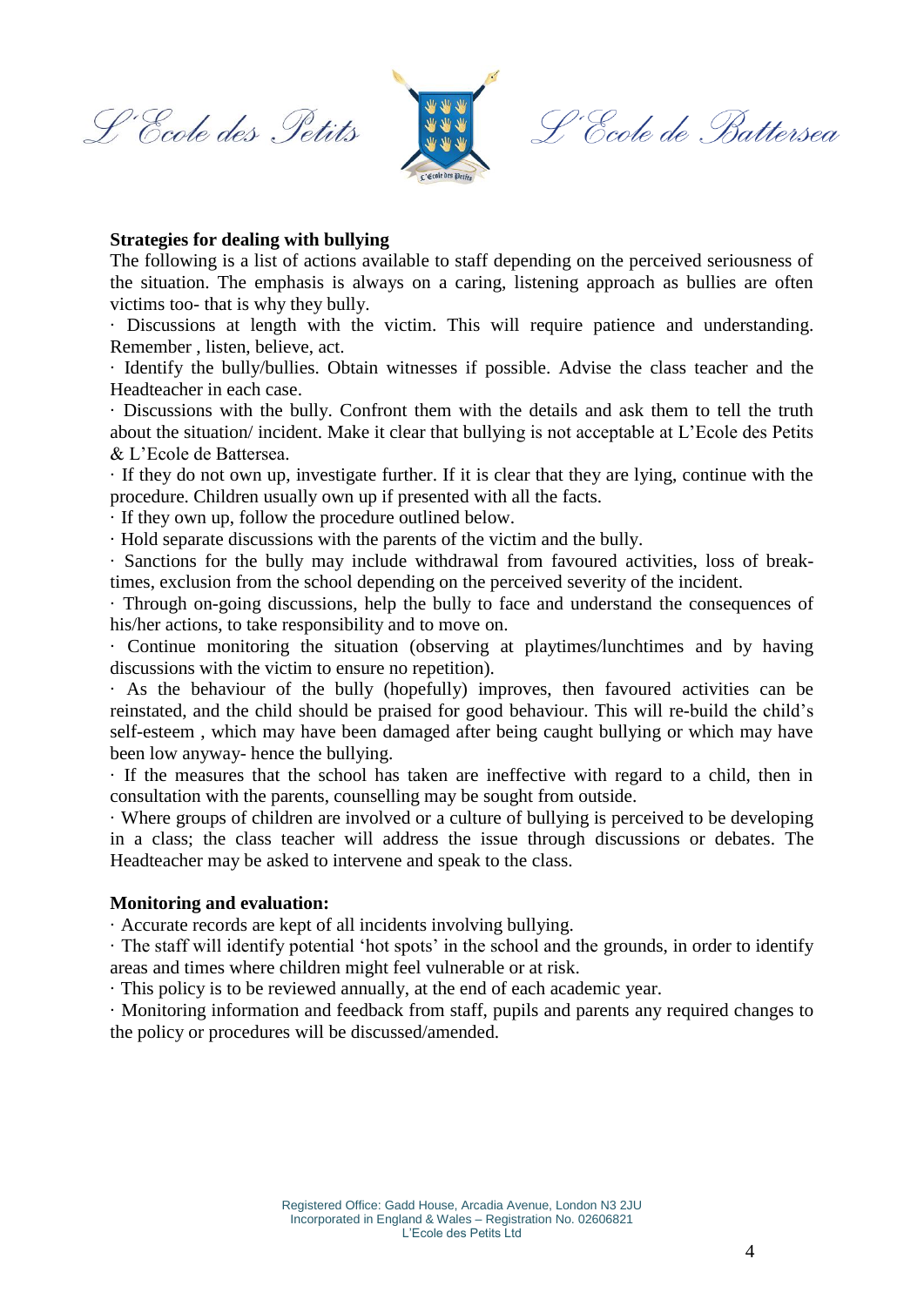**Strategies for dealing with bullying**

The following is a list of actions available to staff depending on the perceived seriousness of the situation. The emphasis is always on a caring, listening approach as bullies are often victims too- that is why they bully.

· Discussions at length with the victim. This will require patience and understanding. Remember , listen, believe, act.

· Identify the bully/bullies. Obtain witnesses if possible. Advise the class teacher and the Headteacher in each case.

· Discussions with the bully. Confront them with the details and ask them to tell the truth about the situation/ incident. Make it clear that bullying is not acceptable at L'Ecole des Petits & L'Ecole de Battersea.

· If they do not own up, investigate further. If it is clear that they are lying, continue with the procedure. Children usually own up if presented with all the facts.

· If they own up, follow the procedure outlined below.

· Hold separate discussions with the parents of the victim and the bully.

· Sanctions for the bully may include withdrawal from favoured activities, loss of break-times, exclusion from the school depending on the perceived severity of the incident.

· Through on-going discussions, help the bully to face and understand the consequences of his/her actions, to take responsibility and to move on.

· Continue monitoring the situation (observing at playtimes/lunchtimes and by having discussions with the victim to ensure no repetition).

· As the behaviour of the bully (hopefully) improves, then favoured activities can be reinstated, and the child should be praised for good behaviour. This will re-build the child's self-esteem , which may have been damaged after being caught bullying or which may have been low anyway- hence the bullying.

· If the measures that the school has taken are ineffective with regard to a child, then in consultation with the parents, counselling may be sought from outside.

· Where groups of children are involved or a culture of bullying is perceived to be developing in a class; the class teacher will address the issue through discussions or debates. The Headteacher may be asked to intervene and speak to the class.

**Monitoring and evaluation:**

· Accurate records are kept of all incidents involving bullying.

· The staff will identify potential 'hot spots' in the school and the grounds, in order to identify areas and times where children might feel vulnerable or at risk.

· This policy is to be reviewed annually, at the end of each academic year.

· Monitoring information and feedback from staff, pupils and parents any required changes to the policy or procedures will be discussed/amended.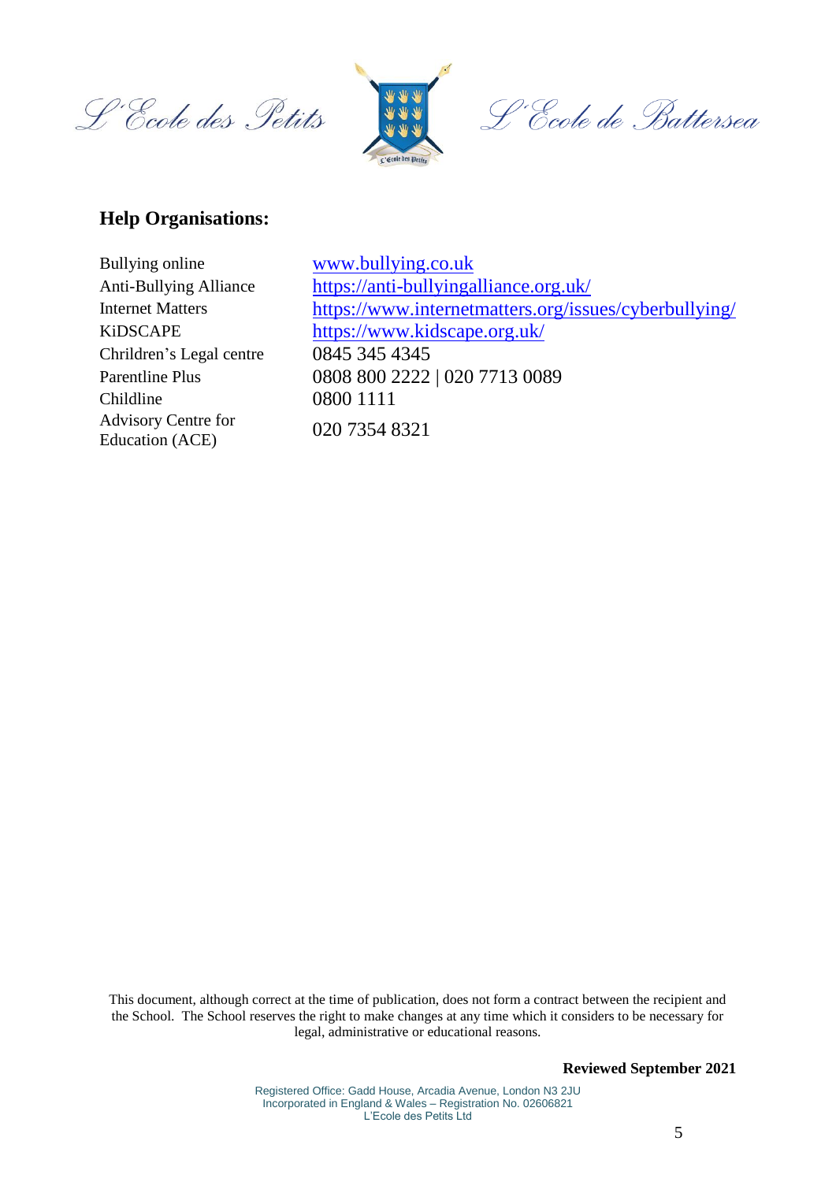## Help Organisations:

| | |
|---|---|
| Bullying online | www.bullying.co.uk |
| Anti-Bullying Alliance | https://anti-bullyingalliance.org.uk/ |
| Internet Matters | https://www.internetmatters.org/issues/cyberbullying/ |
| KiDSCAPE | https://www.kidscape.org.uk/ |
| Chirldren's Legal centre | 0845 345 4345 |
| Parentline Plus | 0808 800 2222 \| 020 7713 0089 |
| Childline | 0800 1111 |
| Advisory Centre for Education (ACE) | 020 7354 8321 |

This document, although correct at the time of publication, does not form a contract between the recipient and the School. The School reserves the right to make changes at any time which it considers to be necessary for legal, administrative or educational reasons.

**Reviewed September 2021**

Registered Office: Gadd House, Arcadia Avenue, London N3 2JU
Incorporated in England & Wales – Registration No. 02606821
L'Ecole des Petits Ltd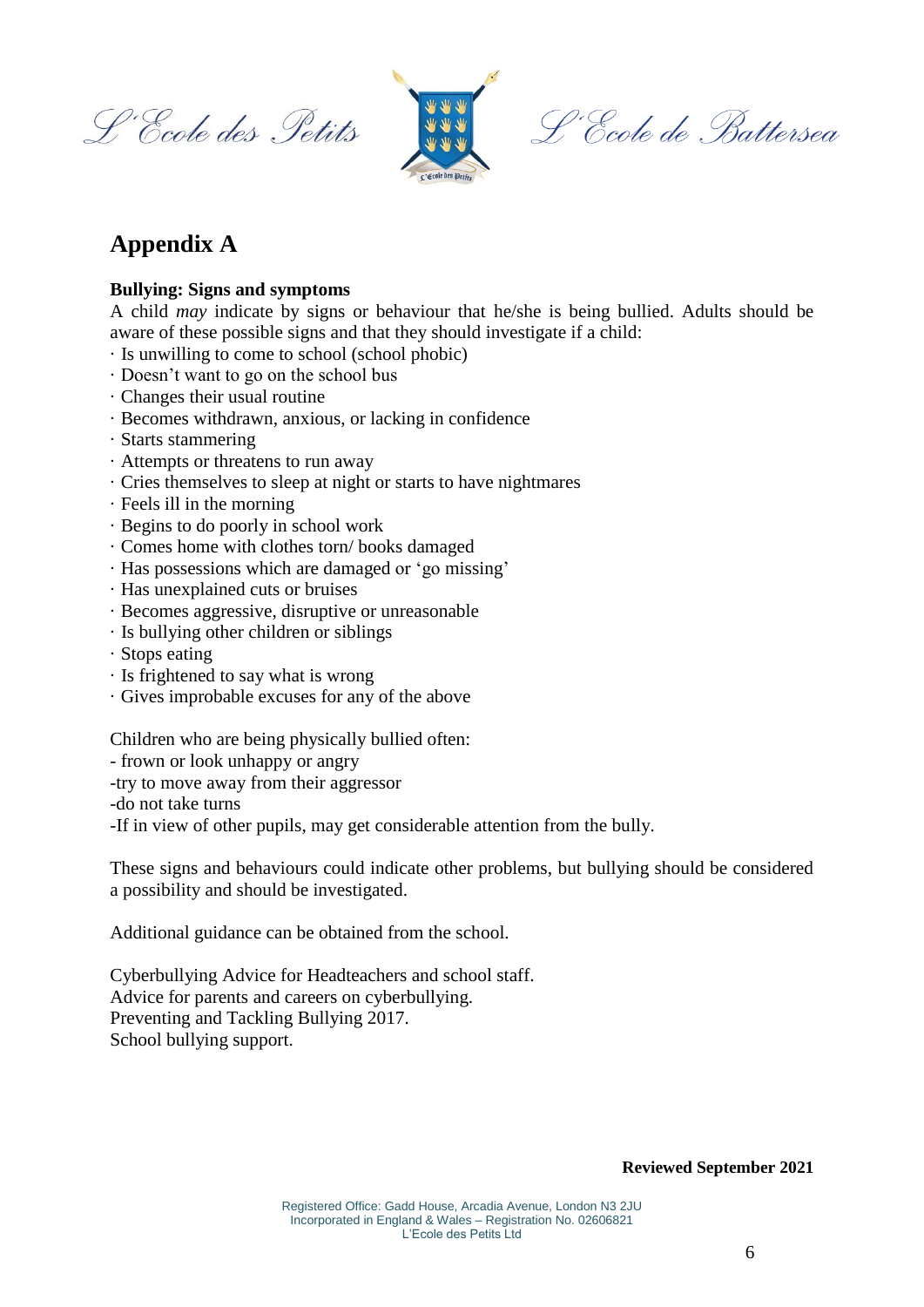## Appendix A

**Bullying: Signs and symptoms**

A child *may* indicate by signs or behaviour that he/she is being bullied. Adults should be aware of these possible signs and that they should investigate if a child:

- · Is unwilling to come to school (school phobic)
- · Doesn't want to go on the school bus
- · Changes their usual routine
- · Becomes withdrawn, anxious, or lacking in confidence
- · Starts stammering
- · Attempts or threatens to run away
- · Cries themselves to sleep at night or starts to have nightmares
- · Feels ill in the morning
- · Begins to do poorly in school work
- · Comes home with clothes torn/ books damaged
- · Has possessions which are damaged or 'go missing'
- · Has unexplained cuts or bruises
- · Becomes aggressive, disruptive or unreasonable
- · Is bullying other children or siblings
- · Stops eating
- · Is frightened to say what is wrong
- · Gives improbable excuses for any of the above

Children who are being physically bullied often:

- frown or look unhappy or angry
- try to move away from their aggressor
- do not take turns
- If in view of other pupils, may get considerable attention from the bully.

These signs and behaviours could indicate other problems, but bullying should be considered a possibility and should be investigated.

Additional guidance can be obtained from the school.

Cyberbullying Advice for Headteachers and school staff.
Advice for parents and careers on cyberbullying.
Preventing and Tackling Bullying 2017.
School bullying support.

**Reviewed September 2021**

Registered Office: Gadd House, Arcadia Avenue, London N3 2JU
Incorporated in England & Wales – Registration No. 02606821
L'Ecole des Petits Ltd